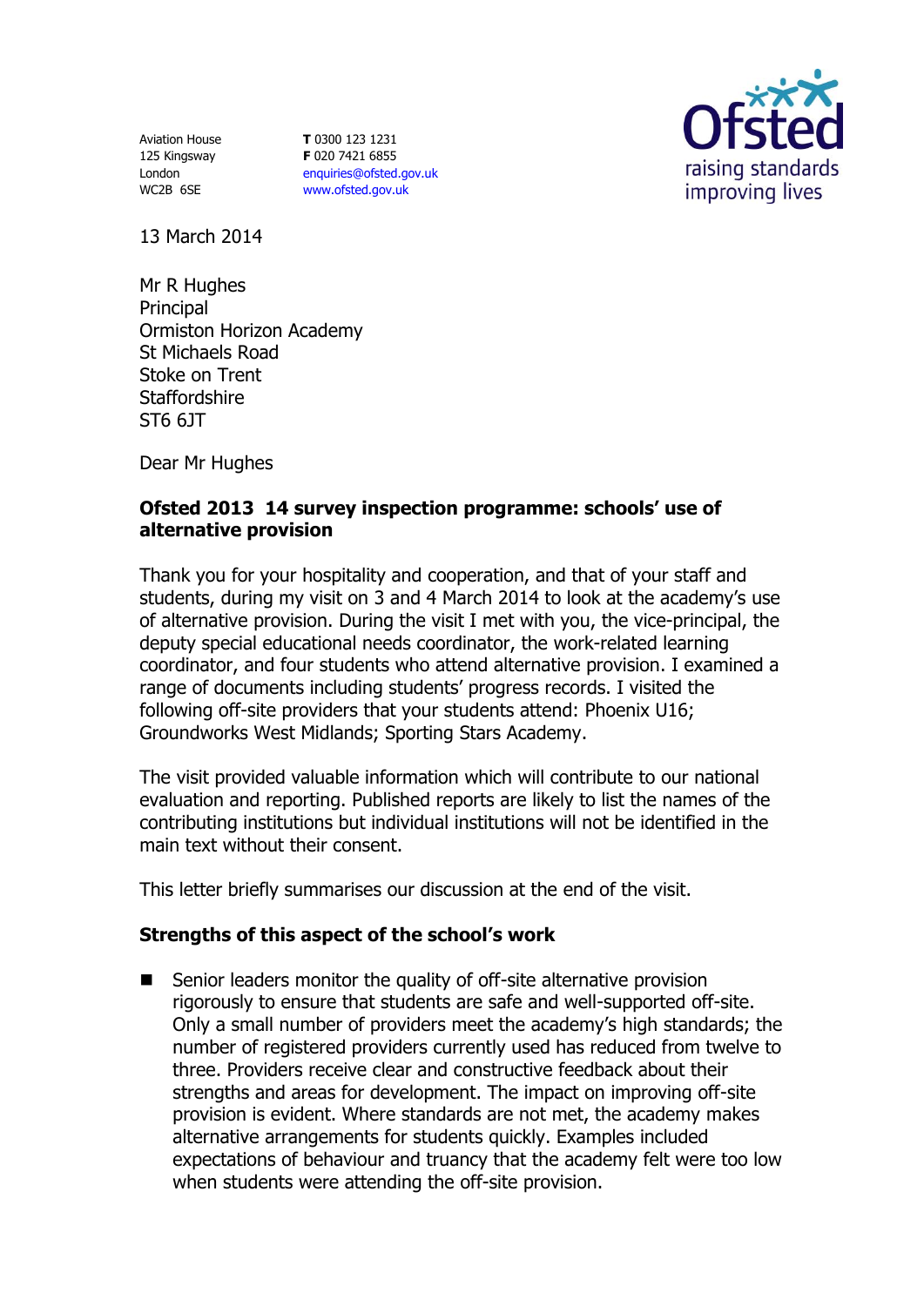Aviation House
125 Kingsway
London
WC2B 6SE

**T** 0300 123 1231
**F** 020 7421 6855
enquiries@ofsted.gov.uk
www.ofsted.gov.uk

Ofsted
raising standards
improving lives

13 March 2014

Mr R Hughes
Principal
Ormiston Horizon Academy
St Michaels Road
Stoke on Trent
Staffordshire
ST6 6JT

Dear Mr Hughes

**Ofsted 2013 14 survey inspection programme: schools' use of alternative provision**

Thank you for your hospitality and cooperation, and that of your staff and students, during my visit on 3 and 4 March 2014 to look at the academy's use of alternative provision. During the visit I met with you, the vice-principal, the deputy special educational needs coordinator, the work-related learning coordinator, and four students who attend alternative provision. I examined a range of documents including students' progress records. I visited the following off-site providers that your students attend: Phoenix U16; Groundworks West Midlands; Sporting Stars Academy.

The visit provided valuable information which will contribute to our national evaluation and reporting. Published reports are likely to list the names of the contributing institutions but individual institutions will not be identified in the main text without their consent.

This letter briefly summarises our discussion at the end of the visit.

**Strengths of this aspect of the school's work**

- Senior leaders monitor the quality of off-site alternative provision rigorously to ensure that students are safe and well-supported off-site. Only a small number of providers meet the academy's high standards; the number of registered providers currently used has reduced from twelve to three. Providers receive clear and constructive feedback about their strengths and areas for development. The impact on improving off-site provision is evident. Where standards are not met, the academy makes alternative arrangements for students quickly. Examples included expectations of behaviour and truancy that the academy felt were too low when students were attending the off-site provision.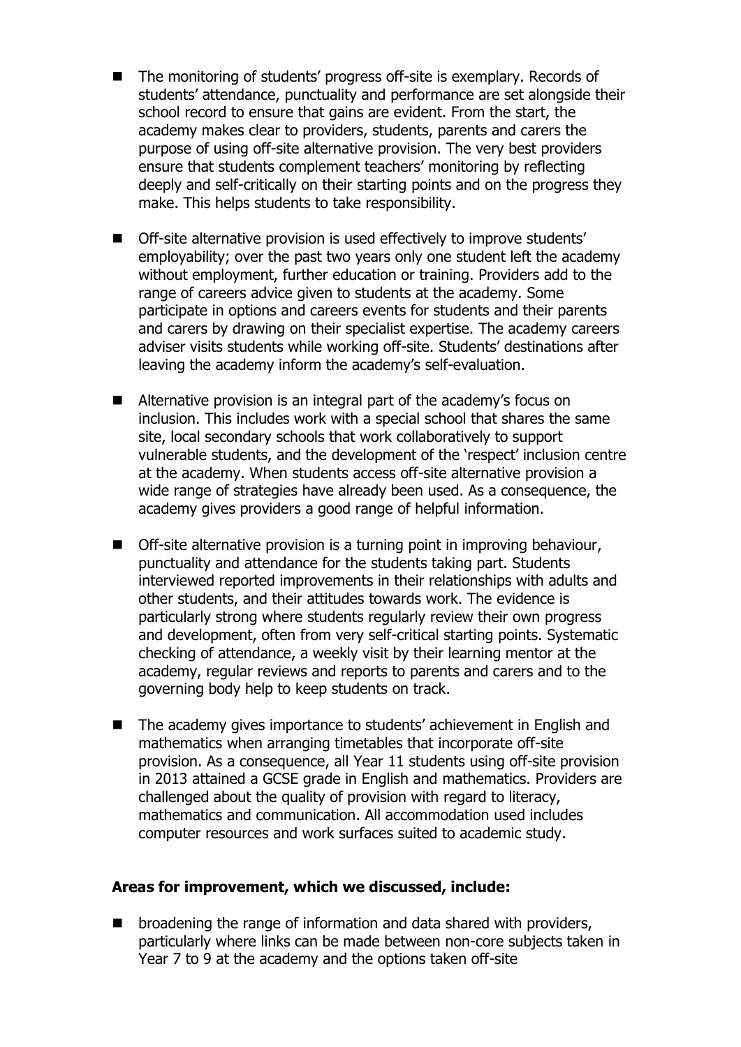- The monitoring of students' progress off-site is exemplary. Records of students' attendance, punctuality and performance are set alongside their school record to ensure that gains are evident. From the start, the academy makes clear to providers, students, parents and carers the purpose of using off-site alternative provision. The very best providers ensure that students complement teachers' monitoring by reflecting deeply and self-critically on their starting points and on the progress they make. This helps students to take responsibility.

- Off-site alternative provision is used effectively to improve students' employability; over the past two years only one student left the academy without employment, further education or training. Providers add to the range of careers advice given to students at the academy. Some participate in options and careers events for students and their parents and carers by drawing on their specialist expertise. The academy careers adviser visits students while working off-site. Students' destinations after leaving the academy inform the academy's self-evaluation.

- Alternative provision is an integral part of the academy's focus on inclusion. This includes work with a special school that shares the same site, local secondary schools that work collaboratively to support vulnerable students, and the development of the 'respect' inclusion centre at the academy. When students access off-site alternative provision a wide range of strategies have already been used. As a consequence, the academy gives providers a good range of helpful information.

- Off-site alternative provision is a turning point in improving behaviour, punctuality and attendance for the students taking part. Students interviewed reported improvements in their relationships with adults and other students, and their attitudes towards work. The evidence is particularly strong where students regularly review their own progress and development, often from very self-critical starting points. Systematic checking of attendance, a weekly visit by their learning mentor at the academy, regular reviews and reports to parents and carers and to the governing body help to keep students on track.

- The academy gives importance to students' achievement in English and mathematics when arranging timetables that incorporate off-site provision. As a consequence, all Year 11 students using off-site provision in 2013 attained a GCSE grade in English and mathematics. Providers are challenged about the quality of provision with regard to literacy, mathematics and communication. All accommodation used includes computer resources and work surfaces suited to academic study.

**Areas for improvement, which we discussed, include:**

- broadening the range of information and data shared with providers, particularly where links can be made between non-core subjects taken in Year 7 to 9 at the academy and the options taken off-site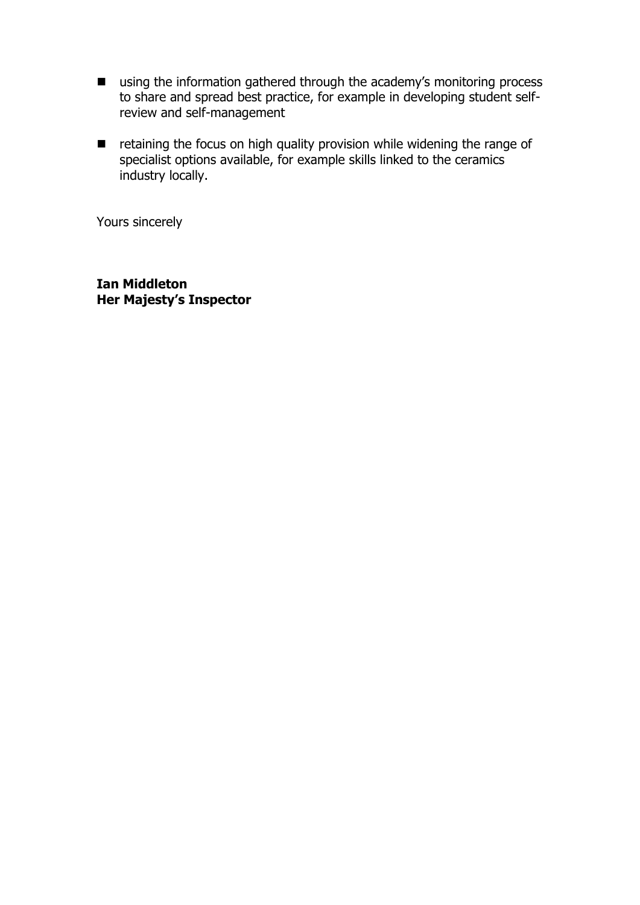- using the information gathered through the academy's monitoring process to share and spread best practice, for example in developing student self-review and self-management
- retaining the focus on high quality provision while widening the range of specialist options available, for example skills linked to the ceramics industry locally.

Yours sincerely

**Ian Middleton**
**Her Majesty's Inspector**